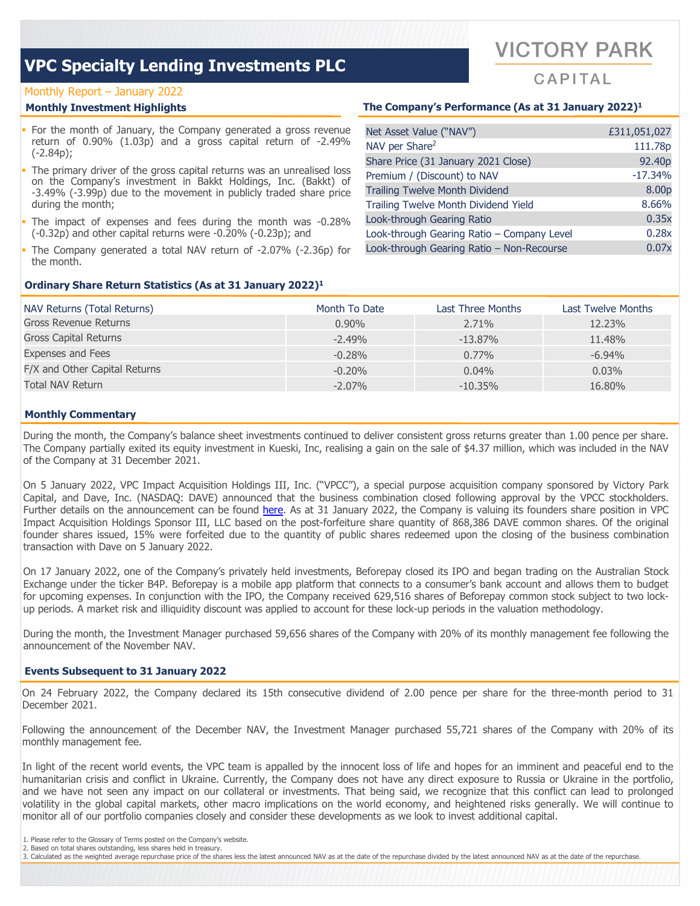# VPC Specialty Lending Investments PLC

VICTORY PARK CAPITAL

Monthly Report – January 2022

## Monthly Investment Highlights

- For the month of January, the Company generated a gross revenue return of 0.90% (1.03p) and a gross capital return of -2.49% (-2.84p);
- The primary driver of the gross capital returns was an unrealised loss on the Company's investment in Bakkt Holdings, Inc. (Bakkt) of -3.49% (-3.99p) due to the movement in publicly traded share price during the month;
- The impact of expenses and fees during the month was -0.28% (-0.32p) and other capital returns were -0.20% (-0.23p); and
- The Company generated a total NAV return of -2.07% (-2.36p) for the month.

## The Company's Performance (As at 31 January 2022)[1]

| | |
|---|---|
| Net Asset Value ("NAV") | £311,051,027 |
| NAV per Share[2] | 111.78p |
| Share Price (31 January 2021 Close) | 92.40p |
| Premium / (Discount) to NAV | -17.34% |
| Trailing Twelve Month Dividend | 8.00p |
| Trailing Twelve Month Dividend Yield | 8.66% |
| Look-through Gearing Ratio | 0.35x |
| Look-through Gearing Ratio – Company Level | 0.28x |
| Look-through Gearing Ratio – Non-Recourse | 0.07x |

## Ordinary Share Return Statistics (As at 31 January 2022)[1]

| NAV Returns (Total Returns) | Month To Date | Last Three Months | Last Twelve Months |
|---|---|---|---|
| Gross Revenue Returns | 0.90% | 2.71% | 12.23% |
| Gross Capital Returns | -2.49% | -13.87% | 11.48% |
| Expenses and Fees | -0.28% | 0.77% | -6.94% |
| F/X and Other Capital Returns | -0.20% | 0.04% | 0.03% |
| Total NAV Return | -2.07% | -10.35% | 16.80% |

## Monthly Commentary

During the month, the Company's balance sheet investments continued to deliver consistent gross returns greater than 1.00 pence per share. The Company partially exited its equity investment in Kueski, Inc, realising a gain on the sale of $4.37 million, which was included in the NAV of the Company at 31 December 2021.

On 5 January 2022, VPC Impact Acquisition Holdings III, Inc. ("VPCC"), a special purpose acquisition company sponsored by Victory Park Capital, and Dave, Inc. (NASDAQ: DAVE) announced that the business combination closed following approval by the VPCC stockholders. Further details on the announcement can be found here. As at 31 January 2022, the Company is valuing its founders share position in VPC Impact Acquisition Holdings Sponsor III, LLC based on the post-forfeiture share quantity of 868,386 DAVE common shares. Of the original founder shares issued, 15% were forfeited due to the quantity of public shares redeemed upon the closing of the business combination transaction with Dave on 5 January 2022.

On 17 January 2022, one of the Company's privately held investments, Beforepay closed its IPO and began trading on the Australian Stock Exchange under the ticker B4P. Beforepay is a mobile app platform that connects to a consumer's bank account and allows them to budget for upcoming expenses. In conjunction with the IPO, the Company received 629,516 shares of Beforepay common stock subject to two lock-up periods. A market risk and illiquidity discount was applied to account for these lock-up periods in the valuation methodology.

During the month, the Investment Manager purchased 59,656 shares of the Company with 20% of its monthly management fee following the announcement of the November NAV.

## Events Subsequent to 31 January 2022

On 24 February 2022, the Company declared its 15th consecutive dividend of 2.00 pence per share for the three-month period to 31 December 2021.

Following the announcement of the December NAV, the Investment Manager purchased 55,721 shares of the Company with 20% of its monthly management fee.

In light of the recent world events, the VPC team is appalled by the innocent loss of life and hopes for an imminent and peaceful end to the humanitarian crisis and conflict in Ukraine. Currently, the Company does not have any direct exposure to Russia or Ukraine in the portfolio, and we have not seen any impact on our collateral or investments. That being said, we recognize that this conflict can lead to prolonged volatility in the global capital markets, other macro implications on the world economy, and heightened risks generally. We will continue to monitor all of our portfolio companies closely and consider these developments as we look to invest additional capital.

1. Please refer to the Glossary of Terms posted on the Company's website.
2. Based on total shares outstanding, less shares held in treasury.
3. Calculated as the weighted average repurchase price of the shares less the latest announced NAV as at the date of the repurchase divided by the latest announced NAV as at the date of the repurchase.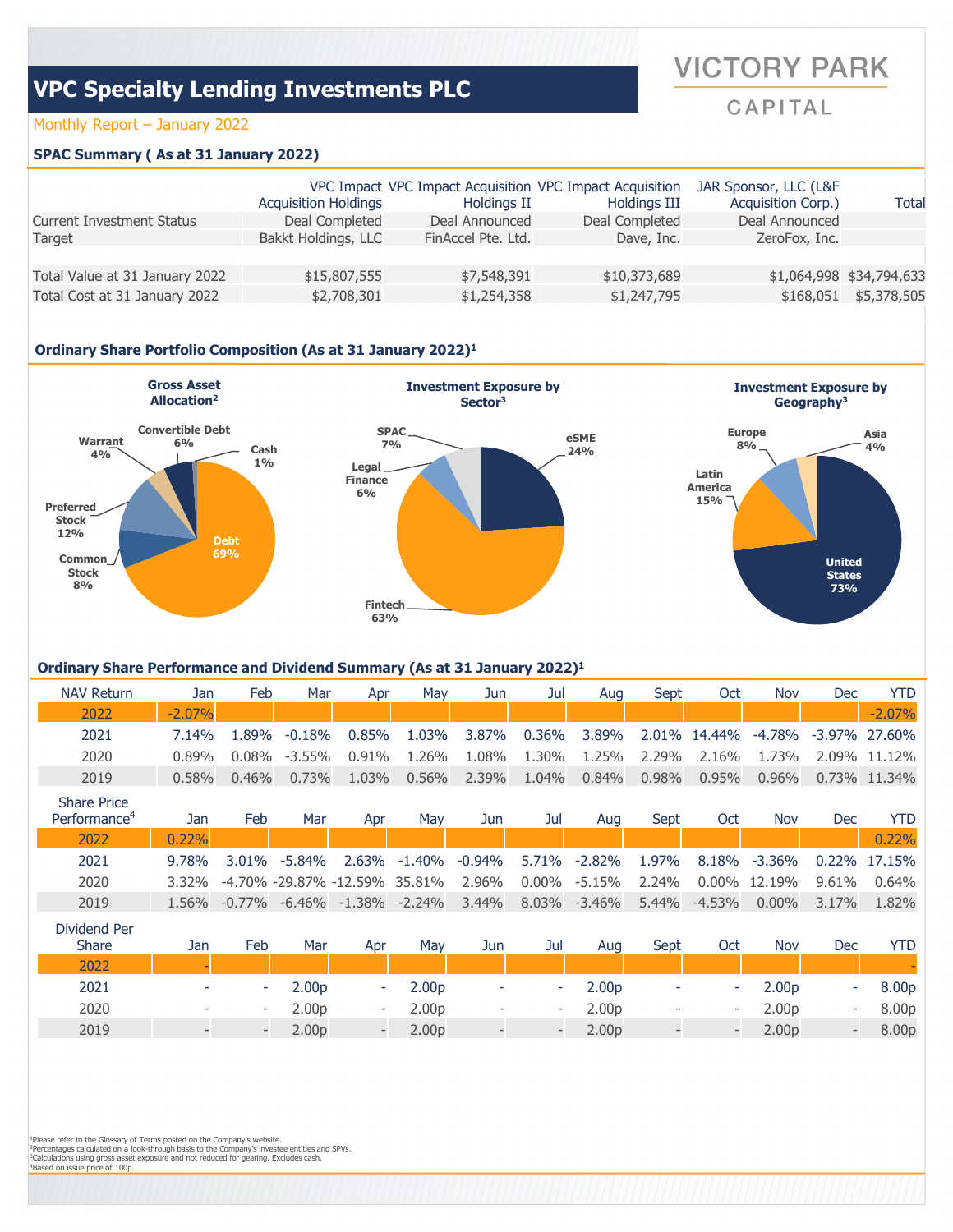## VPC Specialty Lending Investments PLC

VICTORY PARK CAPITAL

Monthly Report – January 2022

### SPAC Summary ( As at 31 January 2022)

| | VPC Impact Acquisition Holdings | VPC Impact Acquisition Holdings II | VPC Impact Acquisition Holdings III | JAR Sponsor, LLC (L&F Acquisition Corp.) | Total |
|---|---|---|---|---|---|
| Current Investment Status | Deal Completed | Deal Announced | Deal Completed | Deal Announced | |
| Target | Bakkt Holdings, LLC | FinAccel Pte. Ltd. | Dave, Inc. | ZeroFox, Inc. | |
| Total Value at 31 January 2022 | $15,807,555 | $7,548,391 | $10,373,689 | $1,064,998 | $34,794,633 |
| Total Cost at 31 January 2022 | $2,708,301 | $1,254,358 | $1,247,795 | $168,051 | $5,378,505 |

### Ordinary Share Portfolio Composition (As at 31 January 2022)[1]

**Gross Asset Allocation[2]**

| Asset | % |
|---|---|
| Debt | 69% |
| Common Stock | 8% |
| Preferred Stock | 12% |
| Warrant | 4% |
| Convertible Debt | 6% |
| Cash | 1% |

**Investment Exposure by Sector[3]**

| Sector | % |
|---|---|
| eSME | 24% |
| Fintech | 63% |
| Legal Finance | 6% |
| SPAC | 7% |

**Investment Exposure by Geography[3]**

| Geography | % |
|---|---|
| United States | 73% |
| Latin America | 15% |
| Europe | 8% |
| Asia | 4% |

### Ordinary Share Performance and Dividend Summary (As at 31 January 2022)[1]

| NAV Return | Jan | Feb | Mar | Apr | May | Jun | Jul | Aug | Sept | Oct | Nov | Dec | YTD |
|---|---|---|---|---|---|---|---|---|---|---|---|---|---|
| 2022 | -2.07% | | | | | | | | | | | | -2.07% |
| 2021 | 7.14% | 1.89% | -0.18% | 0.85% | 1.03% | 3.87% | 0.36% | 3.89% | 2.01% | 14.44% | -4.78% | -3.97% | 27.60% |
| 2020 | 0.89% | 0.08% | -3.55% | 0.91% | 1.26% | 1.08% | 1.30% | 1.25% | 2.29% | 2.16% | 1.73% | 2.09% | 11.12% |
| 2019 | 0.58% | 0.46% | 0.73% | 1.03% | 0.56% | 2.39% | 1.04% | 0.84% | 0.98% | 0.95% | 0.96% | 0.73% | 11.34% |

| Share Price Performance[4] | Jan | Feb | Mar | Apr | May | Jun | Jul | Aug | Sept | Oct | Nov | Dec | YTD |
|---|---|---|---|---|---|---|---|---|---|---|---|---|---|
| 2022 | 0.22% | | | | | | | | | | | | 0.22% |
| 2021 | 9.78% | 3.01% | -5.84% | 2.63% | -1.40% | -0.94% | 5.71% | -2.82% | 1.97% | 8.18% | -3.36% | 0.22% | 17.15% |
| 2020 | 3.32% | -4.70% | -29.87% | -12.59% | 35.81% | 2.96% | 0.00% | -5.15% | 2.24% | 0.00% | 12.19% | 9.61% | 0.64% |
| 2019 | 1.56% | -0.77% | -6.46% | -1.38% | -2.24% | 3.44% | 8.03% | -3.46% | 5.44% | -4.53% | 0.00% | 3.17% | 1.82% |

| Dividend Per Share | Jan | Feb | Mar | Apr | May | Jun | Jul | Aug | Sept | Oct | Nov | Dec | YTD |
|---|---|---|---|---|---|---|---|---|---|---|---|---|---|
| 2022 | - | | | | | | | | | | | | - |
| 2021 | - | - | 2.00p | - | 2.00p | - | - | 2.00p | - | - | 2.00p | - | 8.00p |
| 2020 | - | - | 2.00p | - | 2.00p | - | - | 2.00p | - | - | 2.00p | - | 8.00p |
| 2019 | - | - | 2.00p | - | 2.00p | - | - | 2.00p | - | - | 2.00p | - | 8.00p |

[1]Please refer to the Glossary of Terms posted on the Company's website.
[2]Percentages calculated on a look-through basis to the Company's investee entities and SPVs.
[3]Calculations using gross asset exposure and not reduced for gearing. Excludes cash.
[4]Based on issue price of 100p.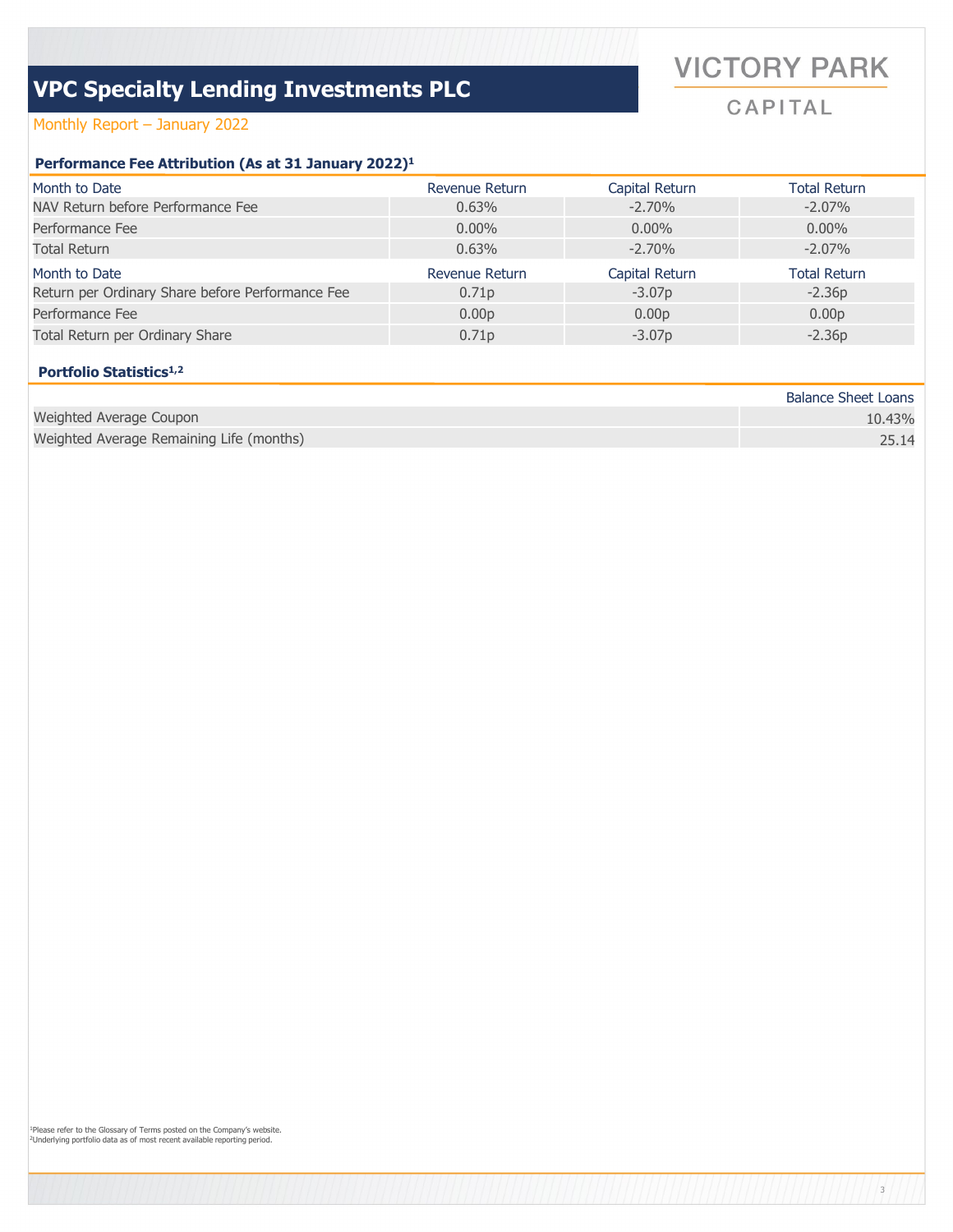# VPC Specialty Lending Investments PLC

VICTORY PARK CAPITAL

Monthly Report – January 2022

## Performance Fee Attribution (As at 31 January 2022)[1]

| Month to Date | Revenue Return | Capital Return | Total Return |
|---|---|---|---|
| NAV Return before Performance Fee | 0.63% | -2.70% | -2.07% |
| Performance Fee | 0.00% | 0.00% | 0.00% |
| Total Return | 0.63% | -2.70% | -2.07% |

| Month to Date | Revenue Return | Capital Return | Total Return |
|---|---|---|---|
| Return per Ordinary Share before Performance Fee | 0.71p | -3.07p | -2.36p |
| Performance Fee | 0.00p | 0.00p | 0.00p |
| Total Return per Ordinary Share | 0.71p | -3.07p | -2.36p |

## Portfolio Statistics[1,2]

| | Balance Sheet Loans |
|---|---|
| Weighted Average Coupon | 10.43% |
| Weighted Average Remaining Life (months) | 25.14 |

[1]Please refer to the Glossary of Terms posted on the Company's website.
[2]Underlying portfolio data as of most recent available reporting period.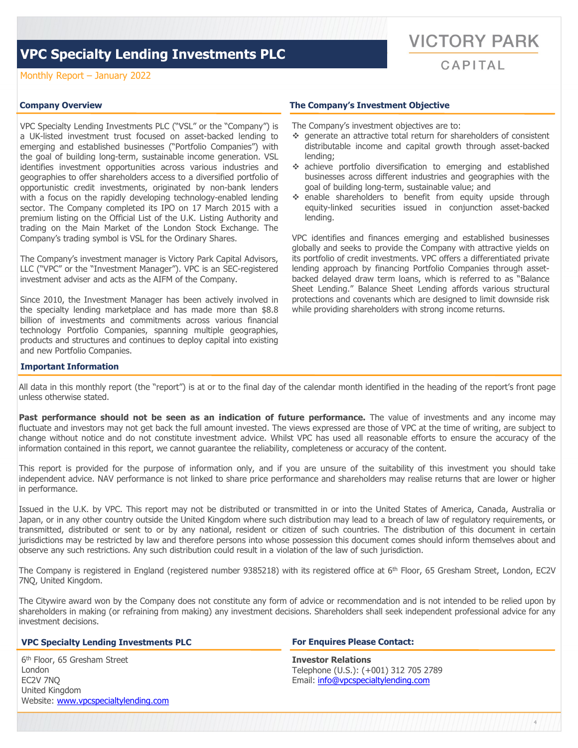# VPC Specialty Lending Investments PLC

Monthly Report – January 2022

VICTORY PARK CAPITAL

## Company Overview

VPC Specialty Lending Investments PLC ("VSL" or the "Company") is a UK-listed investment trust focused on asset-backed lending to emerging and established businesses ("Portfolio Companies") with the goal of building long-term, sustainable income generation. VSL identifies investment opportunities across various industries and geographies to offer shareholders access to a diversified portfolio of opportunistic credit investments, originated by non-bank lenders with a focus on the rapidly developing technology-enabled lending sector. The Company completed its IPO on 17 March 2015 with a premium listing on the Official List of the U.K. Listing Authority and trading on the Main Market of the London Stock Exchange. The Company's trading symbol is VSL for the Ordinary Shares.

The Company's investment manager is Victory Park Capital Advisors, LLC ("VPC" or the "Investment Manager"). VPC is an SEC-registered investment adviser and acts as the AIFM of the Company.

Since 2010, the Investment Manager has been actively involved in the specialty lending marketplace and has made more than $8.8 billion of investments and commitments across various financial technology Portfolio Companies, spanning multiple geographies, products and structures and continues to deploy capital into existing and new Portfolio Companies.

## The Company's Investment Objective

The Company's investment objectives are to:

- generate an attractive total return for shareholders of consistent distributable income and capital growth through asset-backed lending;
- achieve portfolio diversification to emerging and established businesses across different industries and geographies with the goal of building long-term, sustainable value; and
- enable shareholders to benefit from equity upside through equity-linked securities issued in conjunction asset-backed lending.

VPC identifies and finances emerging and established businesses globally and seeks to provide the Company with attractive yields on its portfolio of credit investments. VPC offers a differentiated private lending approach by financing Portfolio Companies through asset-backed delayed draw term loans, which is referred to as "Balance Sheet Lending." Balance Sheet Lending affords various structural protections and covenants which are designed to limit downside risk while providing shareholders with strong income returns.

## Important Information

All data in this monthly report (the "report") is at or to the final day of the calendar month identified in the heading of the report's front page unless otherwise stated.

**Past performance should not be seen as an indication of future performance.** The value of investments and any income may fluctuate and investors may not get back the full amount invested. The views expressed are those of VPC at the time of writing, are subject to change without notice and do not constitute investment advice. Whilst VPC has used all reasonable efforts to ensure the accuracy of the information contained in this report, we cannot guarantee the reliability, completeness or accuracy of the content.

This report is provided for the purpose of information only, and if you are unsure of the suitability of this investment you should take independent advice. NAV performance is not linked to share price performance and shareholders may realise returns that are lower or higher in performance.

Issued in the U.K. by VPC. This report may not be distributed or transmitted in or into the United States of America, Canada, Australia or Japan, or in any other country outside the United Kingdom where such distribution may lead to a breach of law of regulatory requirements, or transmitted, distributed or sent to or by any national, resident or citizen of such countries. The distribution of this document in certain jurisdictions may be restricted by law and therefore persons into whose possession this document comes should inform themselves about and observe any such restrictions. Any such distribution could result in a violation of the law of such jurisdiction.

The Company is registered in England (registered number 9385218) with its registered office at 6th Floor, 65 Gresham Street, London, EC2V 7NQ, United Kingdom.

The Citywire award won by the Company does not constitute any form of advice or recommendation and is not intended to be relied upon by shareholders in making (or refraining from making) any investment decisions. Shareholders shall seek independent professional advice for any investment decisions.

## VPC Specialty Lending Investments PLC

6th Floor, 65 Gresham Street
London
EC2V 7NQ
United Kingdom
Website: www.vpcspecialtylending.com

## For Enquires Please Contact:

**Investor Relations**
Telephone (U.S.): (+001) 312 705 2789
Email: info@vpcspecialtylending.com